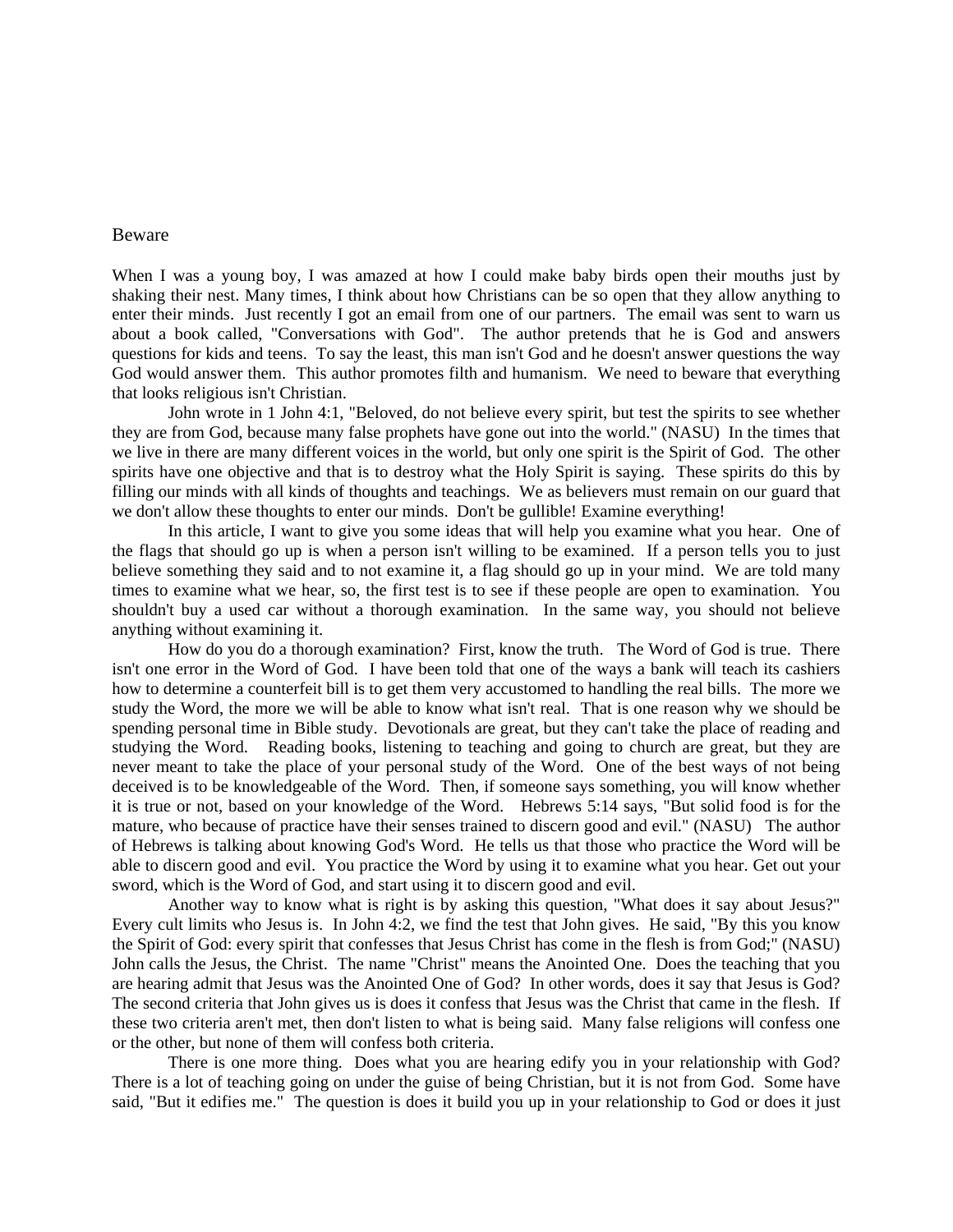# Beware

When I was a young boy, I was amazed at how I could make baby birds open their mouths just by shaking their nest. Many times, I think about how Christians can be so open that they allow anything to enter their minds. Just recently I got an email from one of our partners. The email was sent to warn us about a book called, "Conversations with God". The author pretends that he is God and answers questions for kids and teens. To say the least, this man isn't God and he doesn't answer questions the way God would answer them. This author promotes filth and humanism. We need to beware that everything that looks religious isn't Christian.

John wrote in 1 John 4:1, "Beloved, do not believe every spirit, but test the spirits to see whether they are from God, because many false prophets have gone out into the world." (NASU) In the times that we live in there are many different voices in the world, but only one spirit is the Spirit of God. The other spirits have one objective and that is to destroy what the Holy Spirit is saying. These spirits do this by filling our minds with all kinds of thoughts and teachings. We as believers must remain on our guard that we don't allow these thoughts to enter our minds. Don't be gullible! Examine everything!

In this article, I want to give you some ideas that will help you examine what you hear. One of the flags that should go up is when a person isn't willing to be examined. If a person tells you to just believe something they said and to not examine it, a flag should go up in your mind. We are told many times to examine what we hear, so, the first test is to see if these people are open to examination. You shouldn't buy a used car without a thorough examination. In the same way, you should not believe anything without examining it.

How do you do a thorough examination? First, know the truth. The Word of God is true. There isn't one error in the Word of God. I have been told that one of the ways a bank will teach its cashiers how to determine a counterfeit bill is to get them very accustomed to handling the real bills. The more we study the Word, the more we will be able to know what isn't real. That is one reason why we should be spending personal time in Bible study. Devotionals are great, but they can't take the place of reading and studying the Word. Reading books, listening to teaching and going to church are great, but they are never meant to take the place of your personal study of the Word. One of the best ways of not being deceived is to be knowledgeable of the Word. Then, if someone says something, you will know whether it is true or not, based on your knowledge of the Word. Hebrews 5:14 says, "But solid food is for the mature, who because of practice have their senses trained to discern good and evil." (NASU) The author of Hebrews is talking about knowing God's Word. He tells us that those who practice the Word will be able to discern good and evil. You practice the Word by using it to examine what you hear. Get out your sword, which is the Word of God, and start using it to discern good and evil.

Another way to know what is right is by asking this question, "What does it say about Jesus?" Every cult limits who Jesus is. In John 4:2, we find the test that John gives. He said, "By this you know the Spirit of God: every spirit that confesses that Jesus Christ has come in the flesh is from God;" (NASU) John calls the Jesus, the Christ. The name "Christ" means the Anointed One. Does the teaching that you are hearing admit that Jesus was the Anointed One of God? In other words, does it say that Jesus is God? The second criteria that John gives us is does it confess that Jesus was the Christ that came in the flesh. If these two criteria aren't met, then don't listen to what is being said. Many false religions will confess one or the other, but none of them will confess both criteria.

There is one more thing. Does what you are hearing edify you in your relationship with God? There is a lot of teaching going on under the guise of being Christian, but it is not from God. Some have said, "But it edifies me." The question is does it build you up in your relationship to God or does it just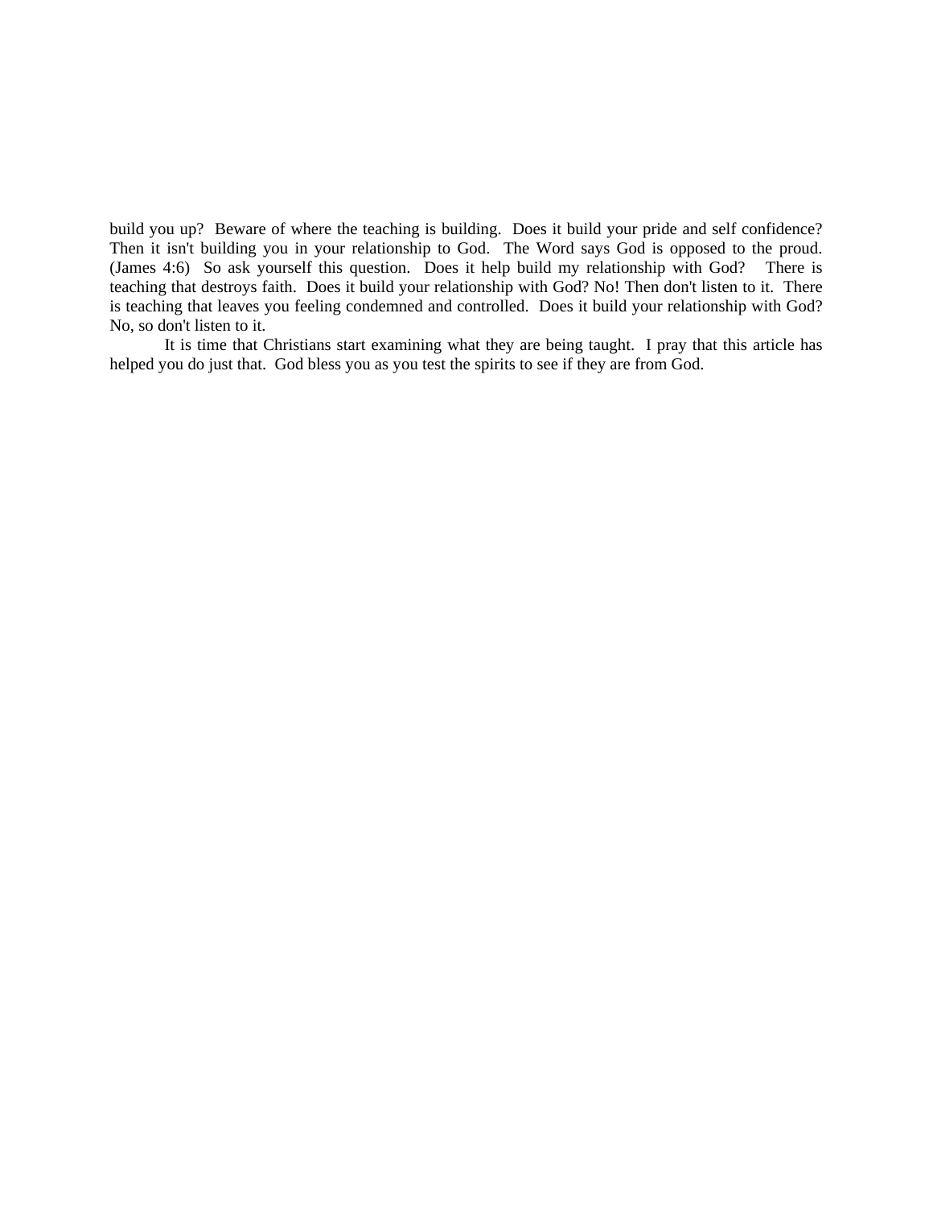build you up? Beware of where the teaching is building. Does it build your pride and self confidence? Then it isn't building you in your relationship to God. The Word says God is opposed to the proud. (James 4:6) So ask yourself this question. Does it help build my relationship with God? There is teaching that destroys faith. Does it build your relationship with God? No! Then don't listen to it. There is teaching that leaves you feeling condemned and controlled. Does it build your relationship with God? No, so don't listen to it.

It is time that Christians start examining what they are being taught. I pray that this article has helped you do just that. God bless you as you test the spirits to see if they are from God.